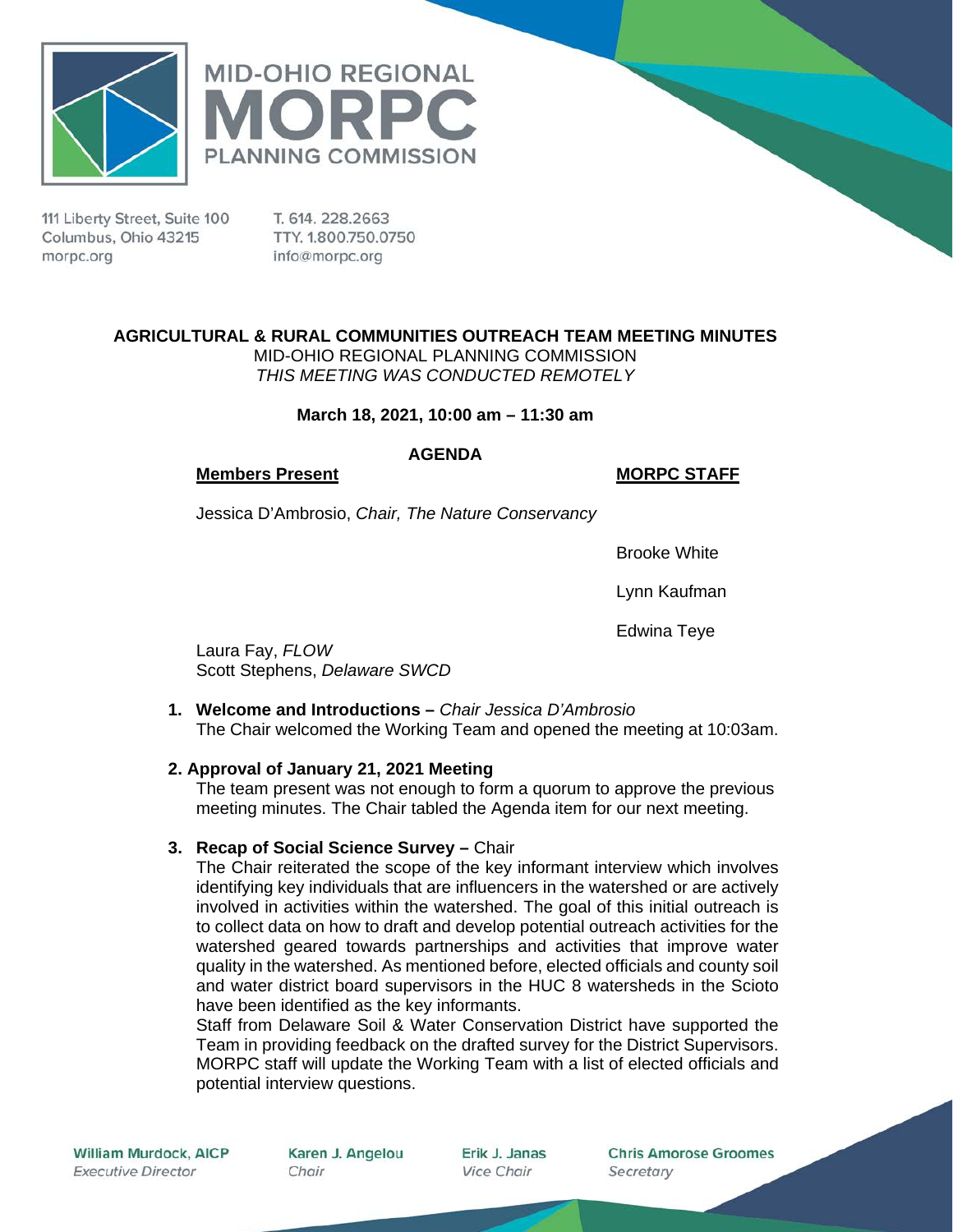111 Liberty Street, Suite 100
Columbus, Ohio 43215
morpc.org

T. 614. 228.2663
TTY. 1.800.750.0750
info@morpc.org

**AGRICULTURAL & RURAL COMMUNITIES OUTREACH TEAM MEETING MINUTES**
MID-OHIO REGIONAL PLANNING COMMISSION
*THIS MEETING WAS CONDUCTED REMOTELY*

**March 18, 2021, 10:00 am – 11:30 am**

**AGENDA**

**Members Present**

Jessica D'Ambrosio, *Chair, The Nature Conservancy*
Laura Fay, *FLOW*
Scott Stephens, *Delaware SWCD*

**MORPC STAFF**

Brooke White
Lynn Kaufman
Edwina Teye

1. **Welcome and Introductions –** *Chair Jessica D'Ambrosio*
   The Chair welcomed the Working Team and opened the meeting at 10:03am.

2. **Approval of January 21, 2021 Meeting**
   The team present was not enough to form a quorum to approve the previous meeting minutes. The Chair tabled the Agenda item for our next meeting.

3. **Recap of Social Science Survey –** Chair
   The Chair reiterated the scope of the key informant interview which involves identifying key individuals that are influencers in the watershed or are actively involved in activities within the watershed. The goal of this initial outreach is to collect data on how to draft and develop potential outreach activities for the watershed geared towards partnerships and activities that improve water quality in the watershed. As mentioned before, elected officials and county soil and water district board supervisors in the HUC 8 watersheds in the Scioto have been identified as the key informants.
   Staff from Delaware Soil & Water Conservation District have supported the Team in providing feedback on the drafted survey for the District Supervisors. MORPC staff will update the Working Team with a list of elected officials and potential interview questions.

William Murdock, AICP, *Executive Director* | Karen J. Angelou, *Chair* | Erik J. Janas, *Vice Chair* | Chris Amorose Groomes, *Secretary*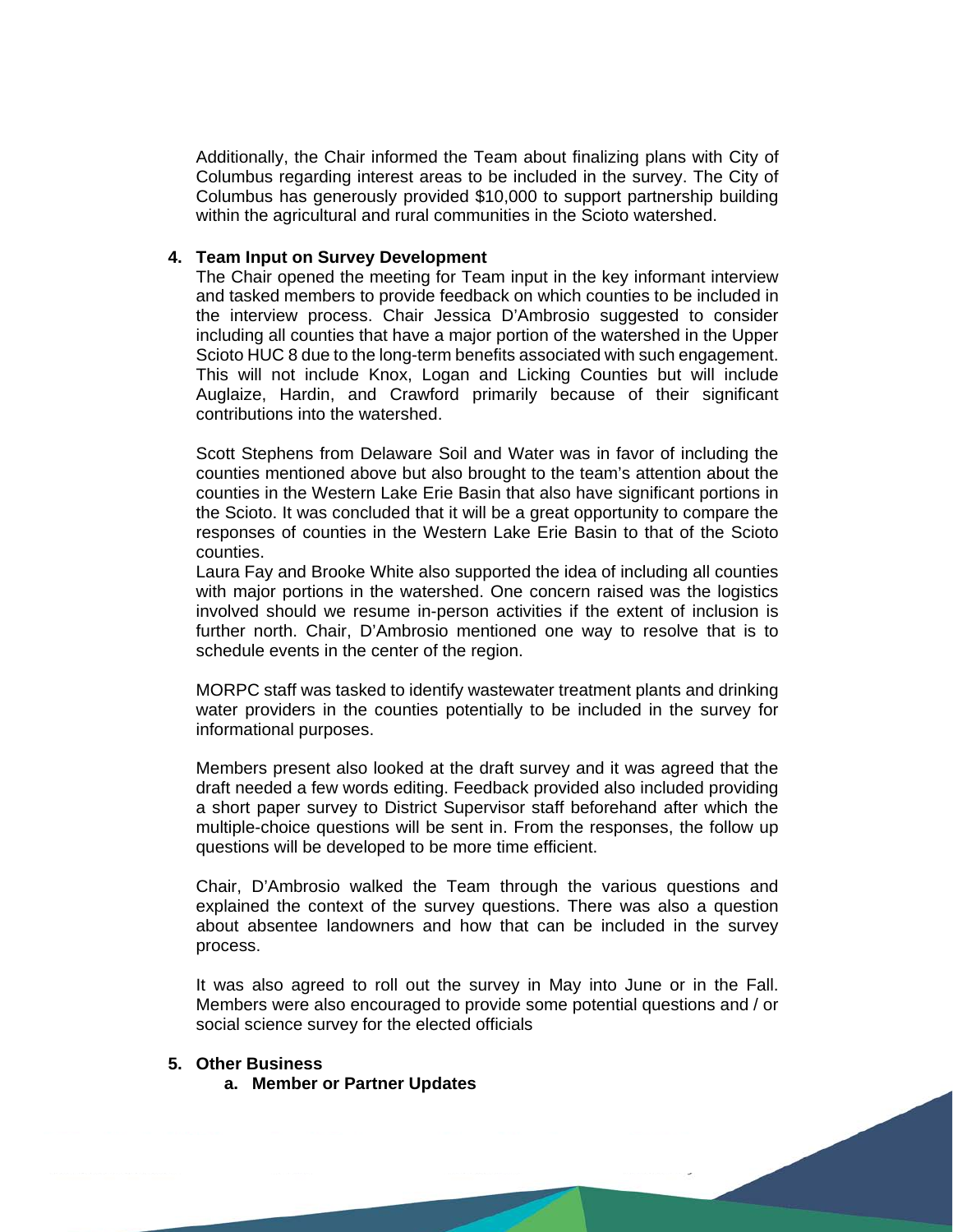Additionally, the Chair informed the Team about finalizing plans with City of Columbus regarding interest areas to be included in the survey. The City of Columbus has generously provided $10,000 to support partnership building within the agricultural and rural communities in the Scioto watershed.

4. **Team Input on Survey Development**

   The Chair opened the meeting for Team input in the key informant interview and tasked members to provide feedback on which counties to be included in the interview process. Chair Jessica D'Ambrosio suggested to consider including all counties that have a major portion of the watershed in the Upper Scioto HUC 8 due to the long-term benefits associated with such engagement. This will not include Knox, Logan and Licking Counties but will include Auglaize, Hardin, and Crawford primarily because of their significant contributions into the watershed.

   Scott Stephens from Delaware Soil and Water was in favor of including the counties mentioned above but also brought to the team's attention about the counties in the Western Lake Erie Basin that also have significant portions in the Scioto. It was concluded that it will be a great opportunity to compare the responses of counties in the Western Lake Erie Basin to that of the Scioto counties.

   Laura Fay and Brooke White also supported the idea of including all counties with major portions in the watershed. One concern raised was the logistics involved should we resume in-person activities if the extent of inclusion is further north. Chair, D'Ambrosio mentioned one way to resolve that is to schedule events in the center of the region.

   MORPC staff was tasked to identify wastewater treatment plants and drinking water providers in the counties potentially to be included in the survey for informational purposes.

   Members present also looked at the draft survey and it was agreed that the draft needed a few words editing. Feedback provided also included providing a short paper survey to District Supervisor staff beforehand after which the multiple-choice questions will be sent in. From the responses, the follow up questions will be developed to be more time efficient.

   Chair, D'Ambrosio walked the Team through the various questions and explained the context of the survey questions. There was also a question about absentee landowners and how that can be included in the survey process.

   It was also agreed to roll out the survey in May into June or in the Fall. Members were also encouraged to provide some potential questions and / or social science survey for the elected officials

5. **Other Business**
   a. **Member or Partner Updates**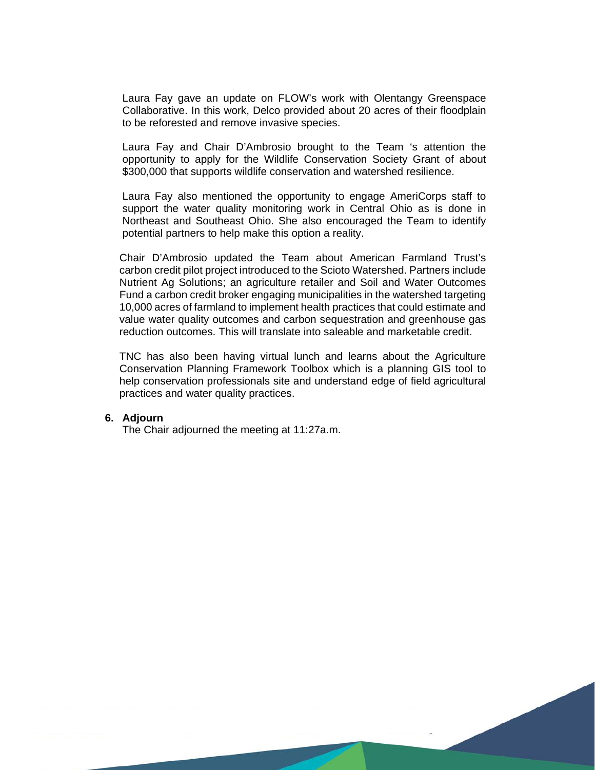Laura Fay gave an update on FLOW's work with Olentangy Greenspace Collaborative. In this work, Delco provided about 20 acres of their floodplain to be reforested and remove invasive species.

Laura Fay and Chair D'Ambrosio brought to the Team 's attention the opportunity to apply for the Wildlife Conservation Society Grant of about $300,000 that supports wildlife conservation and watershed resilience.

Laura Fay also mentioned the opportunity to engage AmeriCorps staff to support the water quality monitoring work in Central Ohio as is done in Northeast and Southeast Ohio. She also encouraged the Team to identify potential partners to help make this option a reality.

Chair D'Ambrosio updated the Team about American Farmland Trust's carbon credit pilot project introduced to the Scioto Watershed. Partners include Nutrient Ag Solutions; an agriculture retailer and Soil and Water Outcomes Fund a carbon credit broker engaging municipalities in the watershed targeting 10,000 acres of farmland to implement health practices that could estimate and value water quality outcomes and carbon sequestration and greenhouse gas reduction outcomes. This will translate into saleable and marketable credit.

TNC has also been having virtual lunch and learns about the Agriculture Conservation Planning Framework Toolbox which is a planning GIS tool to help conservation professionals site and understand edge of field agricultural practices and water quality practices.

6. **Adjourn**
   The Chair adjourned the meeting at 11:27a.m.